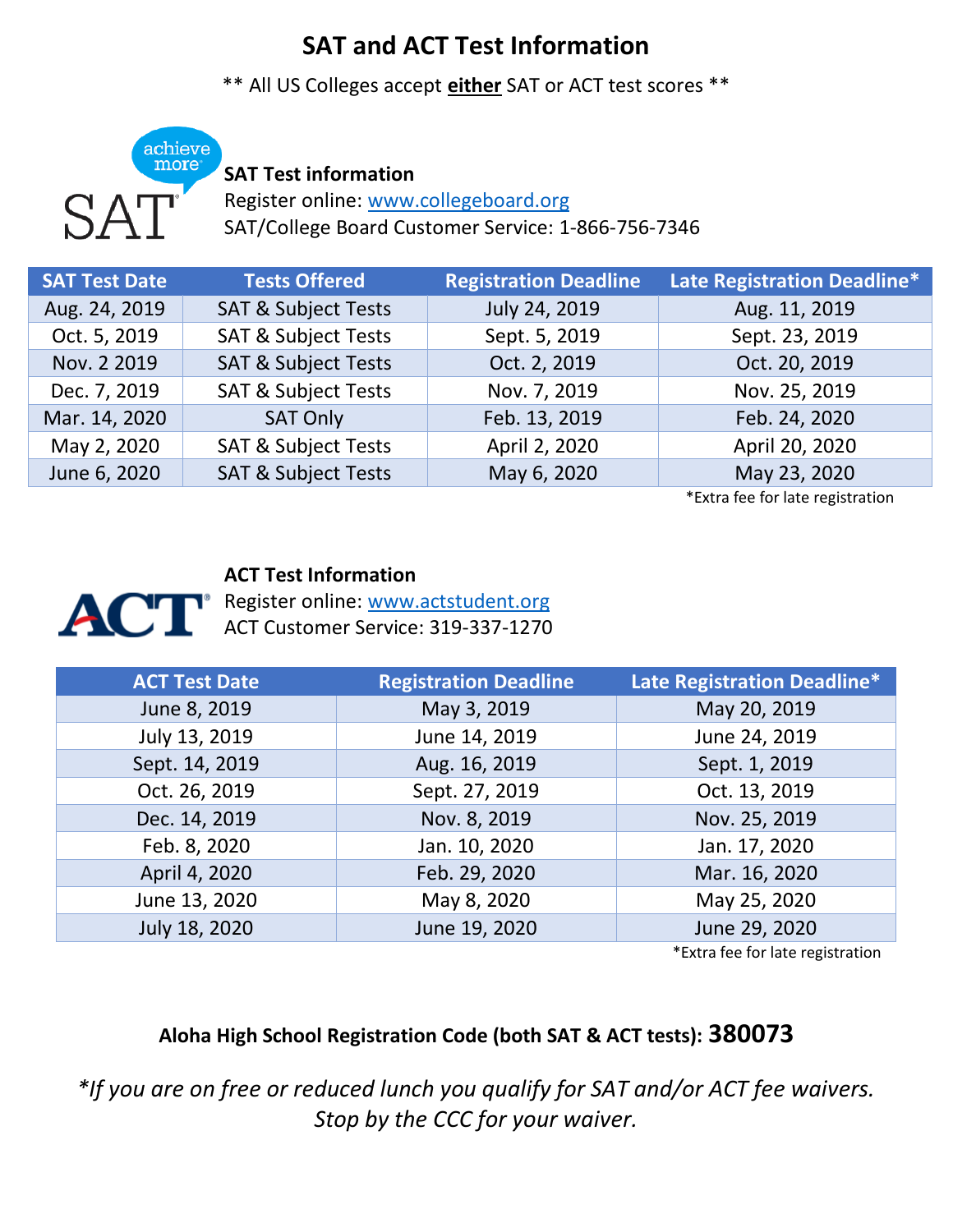# SAT and ACT Test Information

** All US Colleges accept **<u>either</u>** SAT or ACT test scores **

## SAT Test information

Register online: www.collegeboard.org

SAT/College Board Customer Service: 1-866-756-7346

| SAT Test Date | Tests Offered | Registration Deadline | Late Registration Deadline* |
|---|---|---|---|
| Aug. 24, 2019 | SAT & Subject Tests | July 24, 2019 | Aug. 11, 2019 |
| Oct. 5, 2019 | SAT & Subject Tests | Sept. 5, 2019 | Sept. 23, 2019 |
| Nov. 2 2019 | SAT & Subject Tests | Oct. 2, 2019 | Oct. 20, 2019 |
| Dec. 7, 2019 | SAT & Subject Tests | Nov. 7, 2019 | Nov. 25, 2019 |
| Mar. 14, 2020 | SAT Only | Feb. 13, 2019 | Feb. 24, 2020 |
| May 2, 2020 | SAT & Subject Tests | April 2, 2020 | April 20, 2020 |
| June 6, 2020 | SAT & Subject Tests | May 6, 2020 | May 23, 2020 |

*Extra fee for late registration

## ACT Test Information

Register online: www.actstudent.org

ACT Customer Service: 319-337-1270

| ACT Test Date | Registration Deadline | Late Registration Deadline* |
|---|---|---|
| June 8, 2019 | May 3, 2019 | May 20, 2019 |
| July 13, 2019 | June 14, 2019 | June 24, 2019 |
| Sept. 14, 2019 | Aug. 16, 2019 | Sept. 1, 2019 |
| Oct. 26, 2019 | Sept. 27, 2019 | Oct. 13, 2019 |
| Dec. 14, 2019 | Nov. 8, 2019 | Nov. 25, 2019 |
| Feb. 8, 2020 | Jan. 10, 2020 | Jan. 17, 2020 |
| April 4, 2020 | Feb. 29, 2020 | Mar. 16, 2020 |
| June 13, 2020 | May 8, 2020 | May 25, 2020 |
| July 18, 2020 | June 19, 2020 | June 29, 2020 |

*Extra fee for late registration

**Aloha High School Registration Code (both SAT & ACT tests): 380073**

*\*If you are on free or reduced lunch you qualify for SAT and/or ACT fee waivers. Stop by the CCC for your waiver.*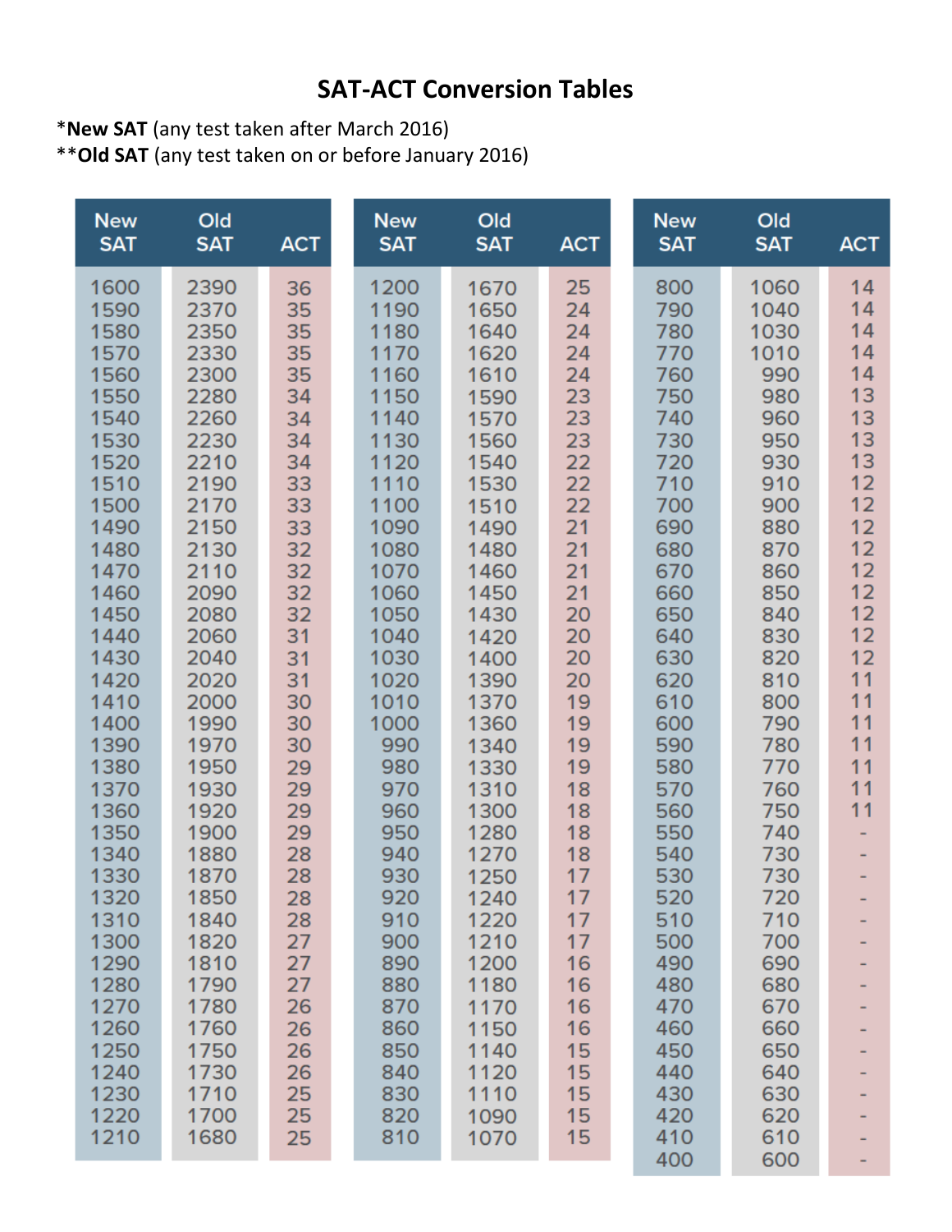# SAT-ACT Conversion Tables

*__New SAT__ (any test taken after March 2016)
**__Old SAT__ (any test taken on or before January 2016)

| New SAT | Old SAT | ACT |
|---|---|---|
| 1600 | 2390 | 36 |
| 1590 | 2370 | 35 |
| 1580 | 2350 | 35 |
| 1570 | 2330 | 35 |
| 1560 | 2300 | 35 |
| 1550 | 2280 | 34 |
| 1540 | 2260 | 34 |
| 1530 | 2230 | 34 |
| 1520 | 2210 | 34 |
| 1510 | 2190 | 33 |
| 1500 | 2170 | 33 |
| 1490 | 2150 | 33 |
| 1480 | 2130 | 32 |
| 1470 | 2110 | 32 |
| 1460 | 2090 | 32 |
| 1450 | 2080 | 32 |
| 1440 | 2060 | 31 |
| 1430 | 2040 | 31 |
| 1420 | 2020 | 31 |
| 1410 | 2000 | 30 |
| 1400 | 1990 | 30 |
| 1390 | 1970 | 30 |
| 1380 | 1950 | 29 |
| 1370 | 1930 | 29 |
| 1360 | 1920 | 29 |
| 1350 | 1900 | 29 |
| 1340 | 1880 | 28 |
| 1330 | 1870 | 28 |
| 1320 | 1850 | 28 |
| 1310 | 1840 | 28 |
| 1300 | 1820 | 27 |
| 1290 | 1810 | 27 |
| 1280 | 1790 | 27 |
| 1270 | 1780 | 26 |
| 1260 | 1760 | 26 |
| 1250 | 1750 | 26 |
| 1240 | 1730 | 26 |
| 1230 | 1710 | 25 |
| 1220 | 1700 | 25 |
| 1210 | 1680 | 25 |

| New SAT | Old SAT | ACT |
|---|---|---|
| 1200 | 1670 | 25 |
| 1190 | 1650 | 24 |
| 1180 | 1640 | 24 |
| 1170 | 1620 | 24 |
| 1160 | 1610 | 24 |
| 1150 | 1590 | 23 |
| 1140 | 1570 | 23 |
| 1130 | 1560 | 23 |
| 1120 | 1540 | 22 |
| 1110 | 1530 | 22 |
| 1100 | 1510 | 22 |
| 1090 | 1490 | 21 |
| 1080 | 1480 | 21 |
| 1070 | 1460 | 21 |
| 1060 | 1450 | 21 |
| 1050 | 1430 | 20 |
| 1040 | 1420 | 20 |
| 1030 | 1400 | 20 |
| 1020 | 1390 | 20 |
| 1010 | 1370 | 19 |
| 1000 | 1360 | 19 |
| 990 | 1340 | 19 |
| 980 | 1330 | 19 |
| 970 | 1310 | 18 |
| 960 | 1300 | 18 |
| 950 | 1280 | 18 |
| 940 | 1270 | 18 |
| 930 | 1250 | 17 |
| 920 | 1240 | 17 |
| 910 | 1220 | 17 |
| 900 | 1210 | 17 |
| 890 | 1200 | 16 |
| 880 | 1180 | 16 |
| 870 | 1170 | 16 |
| 860 | 1150 | 16 |
| 850 | 1140 | 15 |
| 840 | 1120 | 15 |
| 830 | 1110 | 15 |
| 820 | 1090 | 15 |
| 810 | 1070 | 15 |

| New SAT | Old SAT | ACT |
|---|---|---|
| 800 | 1060 | 14 |
| 790 | 1040 | 14 |
| 780 | 1030 | 14 |
| 770 | 1010 | 14 |
| 760 | 990 | 14 |
| 750 | 980 | 13 |
| 740 | 960 | 13 |
| 730 | 950 | 13 |
| 720 | 930 | 13 |
| 710 | 910 | 12 |
| 700 | 900 | 12 |
| 690 | 880 | 12 |
| 680 | 870 | 12 |
| 670 | 860 | 12 |
| 660 | 850 | 12 |
| 650 | 840 | 12 |
| 640 | 830 | 12 |
| 630 | 820 | 12 |
| 620 | 810 | 11 |
| 610 | 800 | 11 |
| 600 | 790 | 11 |
| 590 | 780 | 11 |
| 580 | 770 | 11 |
| 570 | 760 | 11 |
| 560 | 750 | 11 |
| 550 | 740 | - |
| 540 | 730 | - |
| 530 | 730 | - |
| 520 | 720 | - |
| 510 | 710 | - |
| 500 | 700 | - |
| 490 | 690 | - |
| 480 | 680 | - |
| 470 | 670 | - |
| 460 | 660 | - |
| 450 | 650 | - |
| 440 | 640 | - |
| 430 | 630 | - |
| 420 | 620 | - |
| 410 | 610 | - |
| 400 | 600 | - |